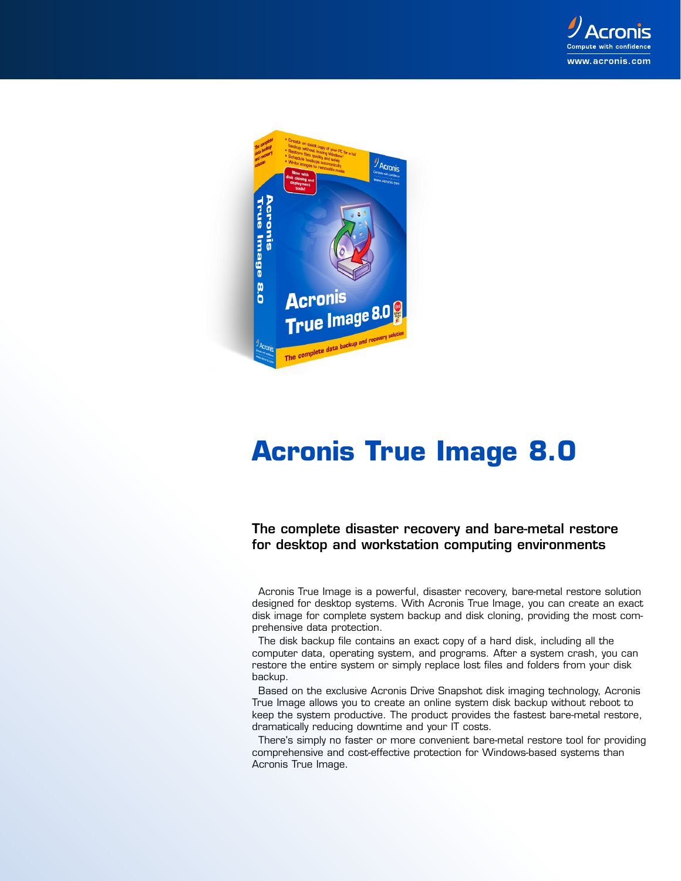# Acronis True Image 8.0

## The complete disaster recovery and bare-metal restore for desktop and workstation computing environments

Acronis True Image is a powerful, disaster recovery, bare-metal restore solution designed for desktop systems. With Acronis True Image, you can create an exact disk image for complete system backup and disk cloning, providing the most comprehensive data protection.

The disk backup file contains an exact copy of a hard disk, including all the computer data, operating system, and programs. After a system crash, you can restore the entire system or simply replace lost files and folders from your disk backup.

Based on the exclusive Acronis Drive Snapshot disk imaging technology, Acronis True Image allows you to create an online system disk backup without reboot to keep the system productive. The product provides the fastest bare-metal restore, dramatically reducing downtime and your IT costs.

There's simply no faster or more convenient bare-metal restore tool for providing comprehensive and cost-effective protection for Windows-based systems than Acronis True Image.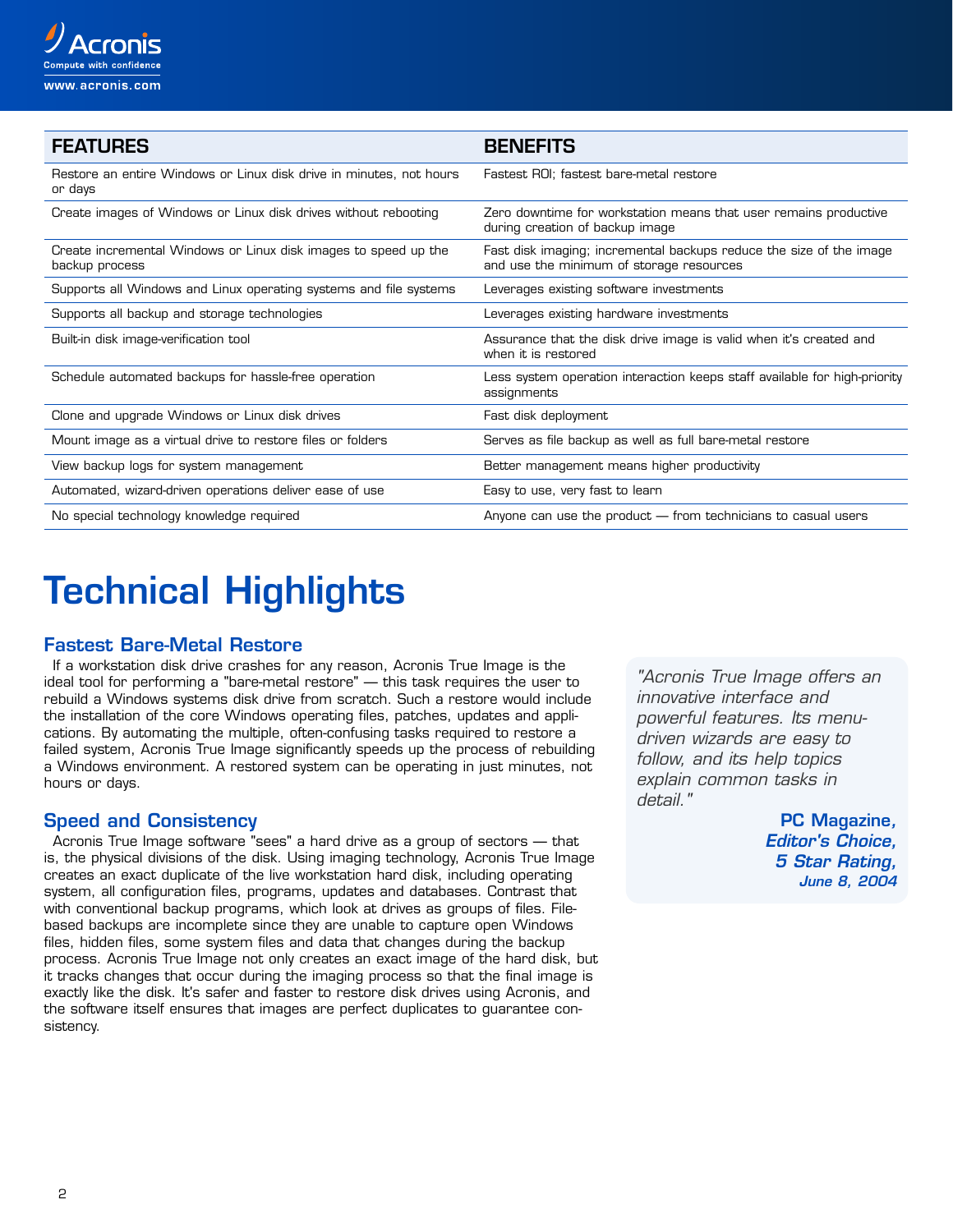| FEATURES | BENEFITS |
|---|---|
| Restore an entire Windows or Linux disk drive in minutes, not hours or days | Fastest ROI; fastest bare-metal restore |
| Create images of Windows or Linux disk drives without rebooting | Zero downtime for workstation means that user remains productive during creation of backup image |
| Create incremental Windows or Linux disk images to speed up the backup process | Fast disk imaging; incremental backups reduce the size of the image and use the minimum of storage resources |
| Supports all Windows and Linux operating systems and file systems | Leverages existing software investments |
| Supports all backup and storage technologies | Leverages existing hardware investments |
| Built-in disk image-verification tool | Assurance that the disk drive image is valid when it's created and when it is restored |
| Schedule automated backups for hassle-free operation | Less system operation interaction keeps staff available for high-priority assignments |
| Clone and upgrade Windows or Linux disk drives | Fast disk deployment |
| Mount image as a virtual drive to restore files or folders | Serves as file backup as well as full bare-metal restore |
| View backup logs for system management | Better management means higher productivity |
| Automated, wizard-driven operations deliver ease of use | Easy to use, very fast to learn |
| No special technology knowledge required | Anyone can use the product — from technicians to casual users |

# Technical Highlights

## Fastest Bare-Metal Restore

If a workstation disk drive crashes for any reason, Acronis True Image is the ideal tool for performing a "bare-metal restore" — this task requires the user to rebuild a Windows systems disk drive from scratch. Such a restore would include the installation of the core Windows operating files, patches, updates and applications. By automating the multiple, often-confusing tasks required to restore a failed system, Acronis True Image significantly speeds up the process of rebuilding a Windows environment. A restored system can be operating in just minutes, not hours or days.

## Speed and Consistency

Acronis True Image software "sees" a hard drive as a group of sectors — that is, the physical divisions of the disk. Using imaging technology, Acronis True Image creates an exact duplicate of the live workstation hard disk, including operating system, all configuration files, programs, updates and databases. Contrast that with conventional backup programs, which look at drives as groups of files. File-based backups are incomplete since they are unable to capture open Windows files, hidden files, some system files and data that changes during the backup process. Acronis True Image not only creates an exact image of the hard disk, but it tracks changes that occur during the imaging process so that the final image is exactly like the disk. It's safer and faster to restore disk drives using Acronis, and the software itself ensures that images are perfect duplicates to guarantee consistency.

> *"Acronis True Image offers an innovative interface and powerful features. Its menu-driven wizards are easy to follow, and its help topics explain common tasks in detail."*
>
> **PC Magazine, *Editor's Choice, 5 Star Rating, June 8, 2004***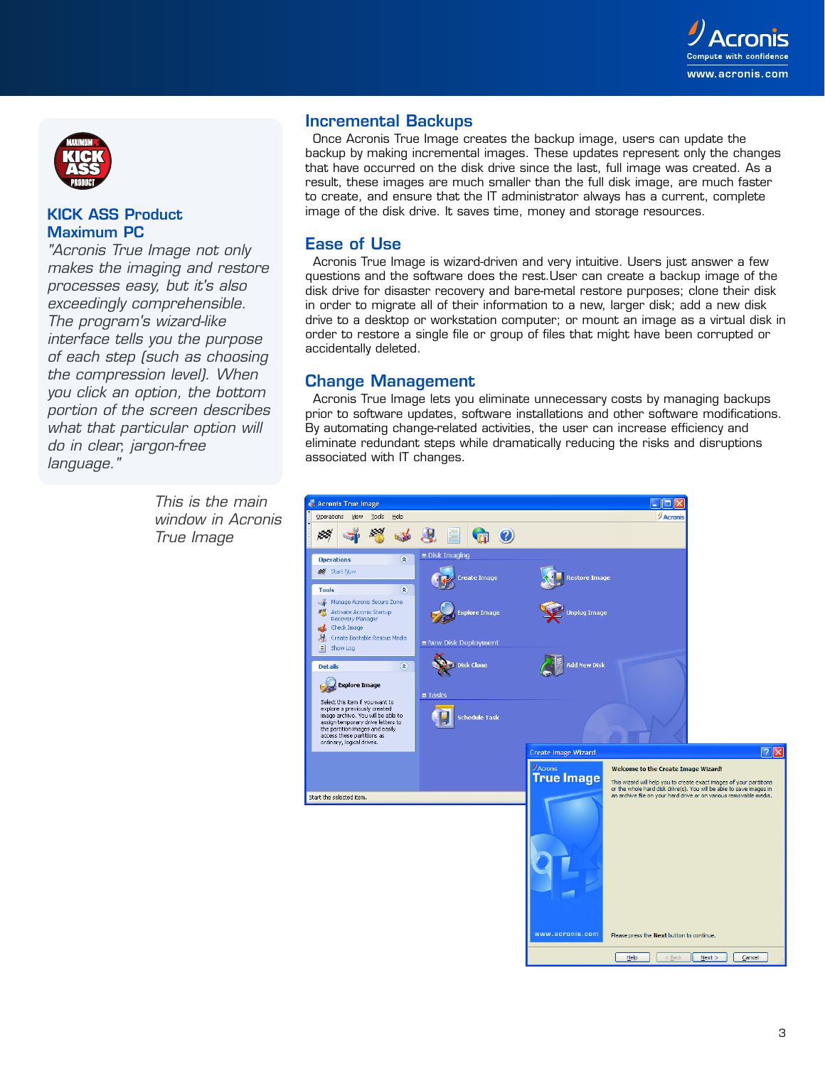## KICK ASS Product
## Maximum PC

*"Acronis True Image not only makes the imaging and restore processes easy, but it's also exceedingly comprehensible. The program's wizard-like interface tells you the purpose of each step (such as choosing the compression level). When you click an option, the bottom portion of the screen describes what that particular option will do in clear, jargon-free language."*

## Incremental Backups

Once Acronis True Image creates the backup image, users can update the backup by making incremental images. These updates represent only the changes that have occurred on the disk drive since the last, full image was created. As a result, these images are much smaller than the full disk image, are much faster to create, and ensure that the IT administrator always has a current, complete image of the disk drive. It saves time, money and storage resources.

## Ease of Use

Acronis True Image is wizard-driven and very intuitive. Users just answer a few questions and the software does the rest.User can create a backup image of the disk drive for disaster recovery and bare-metal restore purposes; clone their disk in order to migrate all of their information to a new, larger disk; add a new disk drive to a desktop or workstation computer; or mount an image as a virtual disk in order to restore a single file or group of files that might have been corrupted or accidentally deleted.

## Change Management

Acronis True Image lets you eliminate unnecessary costs by managing backups prior to software updates, software installations and other software modifications. By automating change-related activities, the user can increase efficiency and eliminate redundant steps while dramatically reducing the risks and disruptions associated with IT changes.

*This is the main window in Acronis True Image*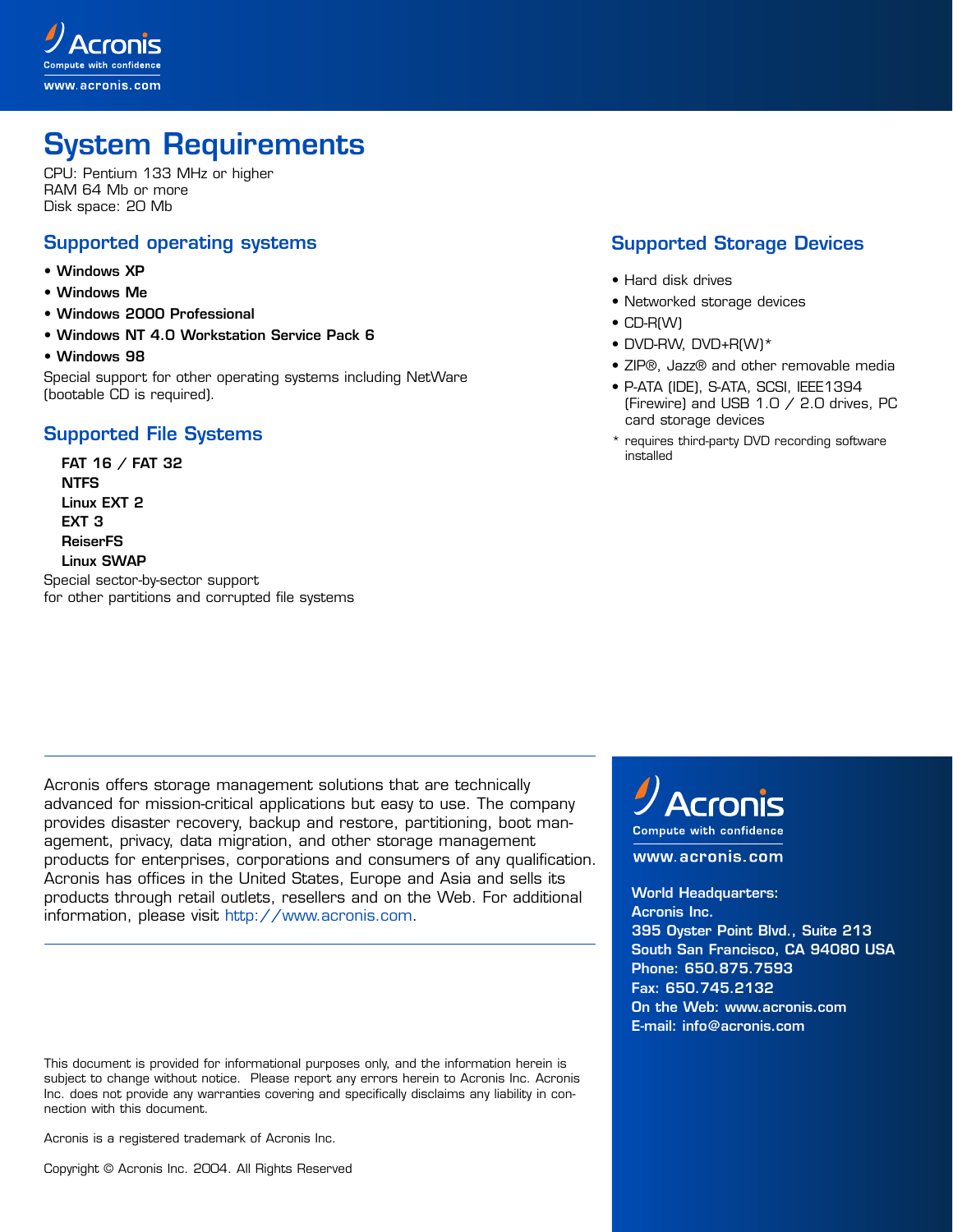Acronis
Compute with confidence
www.acronis.com

# System Requirements

CPU: Pentium 133 MHz or higher
RAM 64 Mb or more
Disk space: 20 Mb

## Supported operating systems

- **Windows XP**
- **Windows Me**
- **Windows 2000 Professional**
- **Windows NT 4.0 Workstation Service Pack 6**
- **Windows 98**

Special support for other operating systems including NetWare (bootable CD is required).

## Supported File Systems

**FAT 16 / FAT 32**
**NTFS**
**Linux EXT 2**
**EXT 3**
**ReiserFS**
**Linux SWAP**

Special sector-by-sector support for other partitions and corrupted file systems

## Supported Storage Devices

- Hard disk drives
- Networked storage devices
- CD-R(W)
- DVD-RW, DVD+R(W)*
- ZIP®, Jazz® and other removable media
- P-ATA (IDE), S-ATA, SCSI, IEEE1394 (Firewire) and USB 1.0 / 2.0 drives, PC card storage devices

\* requires third-party DVD recording software installed

---

Acronis offers storage management solutions that are technically advanced for mission-critical applications but easy to use. The company provides disaster recovery, backup and restore, partitioning, boot management, privacy, data migration, and other storage management products for enterprises, corporations and consumers of any qualification. Acronis has offices in the United States, Europe and Asia and sells its products through retail outlets, resellers and on the Web. For additional information, please visit http://www.acronis.com.

---

Acronis
Compute with confidence
www.acronis.com

**World Headquarters:**
**Acronis Inc.**
**395 Oyster Point Blvd., Suite 213**
**South San Francisco, CA 94080 USA**
**Phone: 650.875.7593**
**Fax: 650.745.2132**
**On the Web: www.acronis.com**
**E-mail: info@acronis.com**

This document is provided for informational purposes only, and the information herein is subject to change without notice. Please report any errors herein to Acronis Inc. Acronis Inc. does not provide any warranties covering and specifically disclaims any liability in connection with this document.

Acronis is a registered trademark of Acronis Inc.

Copyright © Acronis Inc. 2004. All Rights Reserved